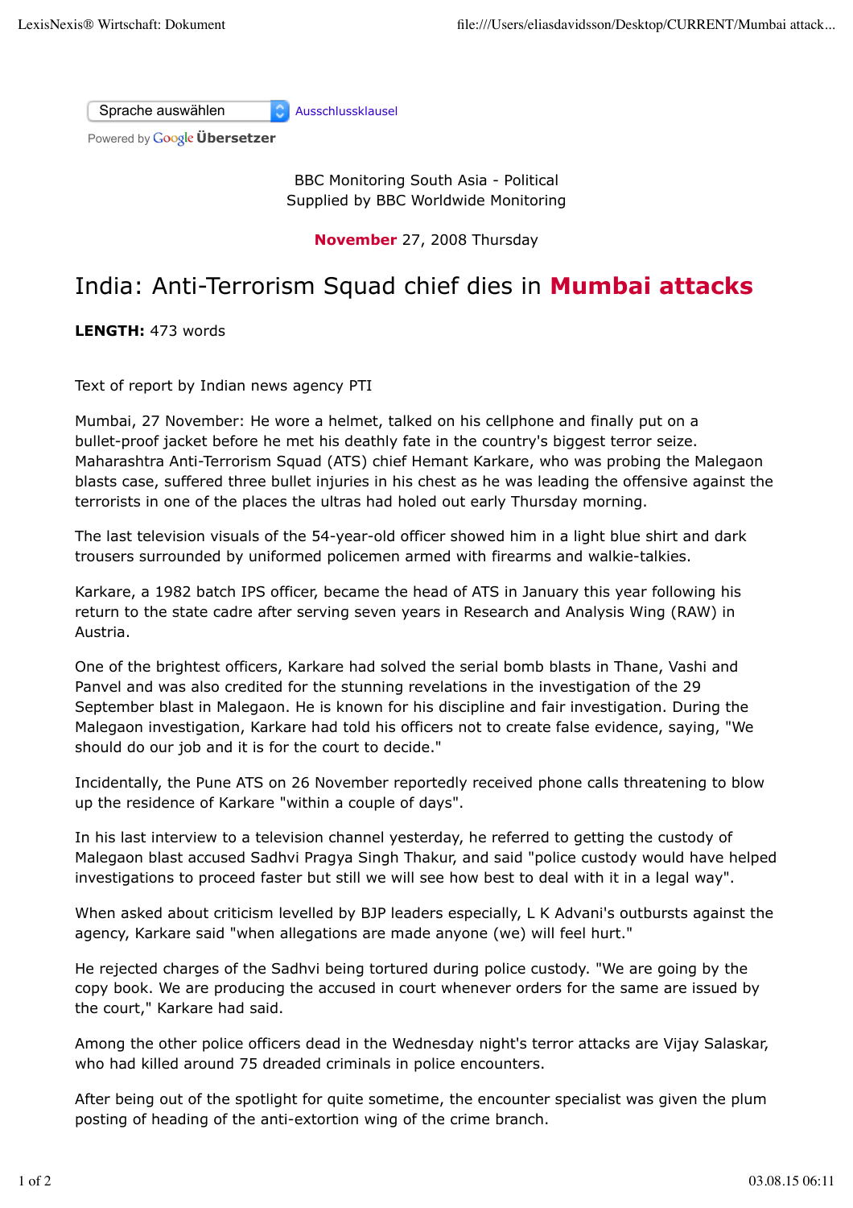Sprache auswählen Ausschlussklausel

Powered by Google Übersetzer

BBC Monitoring South Asia - Political
Supplied by BBC Worldwide Monitoring

**November** 27, 2008 Thursday

# India: Anti-Terrorism Squad chief dies in **Mumbai attacks**

**LENGTH:** 473 words

Text of report by Indian news agency PTI

Mumbai, 27 November: He wore a helmet, talked on his cellphone and finally put on a bullet-proof jacket before he met his deathly fate in the country's biggest terror seize. Maharashtra Anti-Terrorism Squad (ATS) chief Hemant Karkare, who was probing the Malegaon blasts case, suffered three bullet injuries in his chest as he was leading the offensive against the terrorists in one of the places the ultras had holed out early Thursday morning.

The last television visuals of the 54-year-old officer showed him in a light blue shirt and dark trousers surrounded by uniformed policemen armed with firearms and walkie-talkies.

Karkare, a 1982 batch IPS officer, became the head of ATS in January this year following his return to the state cadre after serving seven years in Research and Analysis Wing (RAW) in Austria.

One of the brightest officers, Karkare had solved the serial bomb blasts in Thane, Vashi and Panvel and was also credited for the stunning revelations in the investigation of the 29 September blast in Malegaon. He is known for his discipline and fair investigation. During the Malegaon investigation, Karkare had told his officers not to create false evidence, saying, "We should do our job and it is for the court to decide."

Incidentally, the Pune ATS on 26 November reportedly received phone calls threatening to blow up the residence of Karkare "within a couple of days".

In his last interview to a television channel yesterday, he referred to getting the custody of Malegaon blast accused Sadhvi Pragya Singh Thakur, and said "police custody would have helped investigations to proceed faster but still we will see how best to deal with it in a legal way".

When asked about criticism levelled by BJP leaders especially, L K Advani's outbursts against the agency, Karkare said "when allegations are made anyone (we) will feel hurt."

He rejected charges of the Sadhvi being tortured during police custody. "We are going by the copy book. We are producing the accused in court whenever orders for the same are issued by the court," Karkare had said.

Among the other police officers dead in the Wednesday night's terror attacks are Vijay Salaskar, who had killed around 75 dreaded criminals in police encounters.

After being out of the spotlight for quite sometime, the encounter specialist was given the plum posting of heading of the anti-extortion wing of the crime branch.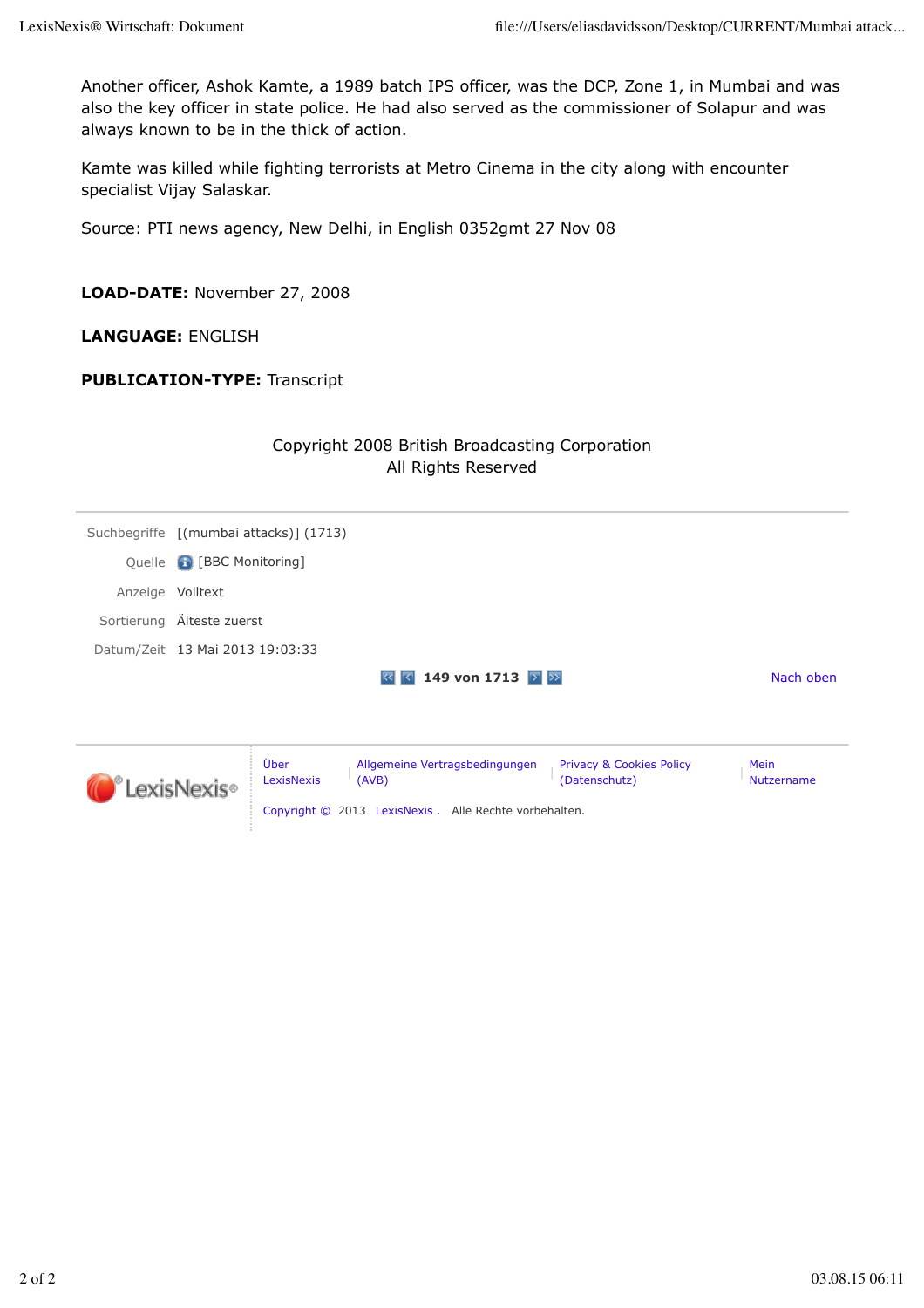Another officer, Ashok Kamte, a 1989 batch IPS officer, was the DCP, Zone 1, in Mumbai and was also the key officer in state police. He had also served as the commissioner of Solapur and was always known to be in the thick of action.

Kamte was killed while fighting terrorists at Metro Cinema in the city along with encounter specialist Vijay Salaskar.

Source: PTI news agency, New Delhi, in English 0352gmt 27 Nov 08

**LOAD-DATE:** November 27, 2008

**LANGUAGE:** ENGLISH

**PUBLICATION-TYPE:** Transcript

Copyright 2008 British Broadcasting Corporation
All Rights Reserved

| | |
|---|---|
| Suchbegriffe | [(mumbai attacks)] (1713) |
| Quelle | [BBC Monitoring] |
| Anzeige | Volltext |
| Sortierung | Älteste zuerst |
| Datum/Zeit | 13 Mai 2013 19:03:33 |

149 von 1713

Nach oben

Über LexisNexis | Allgemeine Vertragsbedingungen (AVB) | Privacy & Cookies Policy (Datenschutz) | Mein Nutzername

Copyright © 2013 LexisNexis . Alle Rechte vorbehalten.